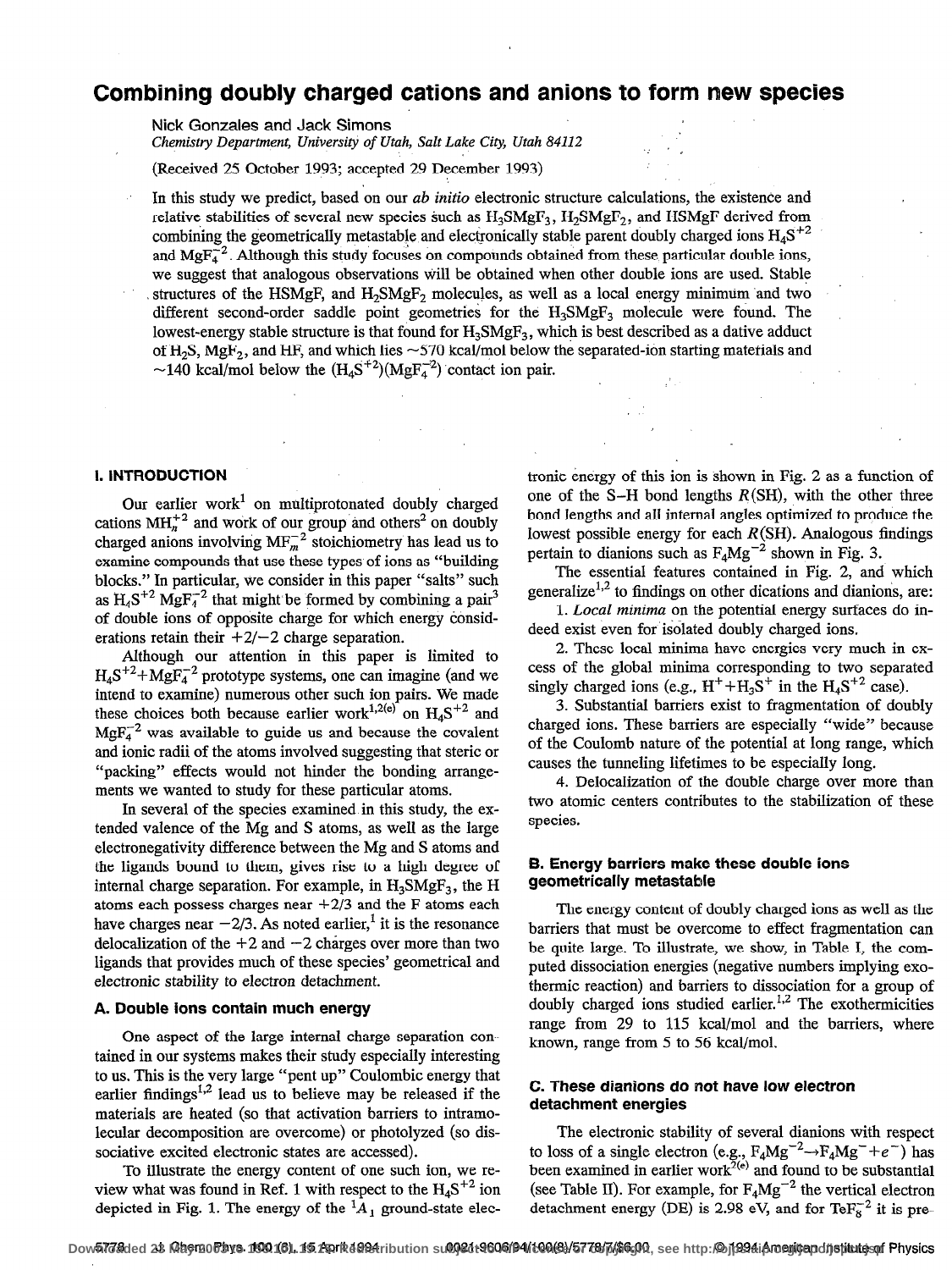# Combining doubly charged cations and anions to form new species

Nick Gonzales and Jack Simons

*Chemistry Department, University of Utah, Salt Lake City, Utah 84112*

(Received 25 October 1993; accepted 29 December 1993)

In this study we predict, based on our *ab initio* electronic structure calculations, the existence and relative stabilities of several new species such as $H_3SMgF_3$, $H_2SMgF_2$, and HSMgF derived from combining the geometrically metastable and electronically stable parent doubly charged ions $H_4S^{+2}$ and $MgF_4^{-2}$. Although this study focuses on compounds obtained from these particular double ions, we suggest that analogous observations will be obtained when other double ions are used. Stable structures of the HSMgF, and $H_2SMgF_2$ molecules, as well as a local energy minimum and two different second-order saddle point geometries for the $H_3SMgF_3$ molecule were found. The lowest-energy stable structure is that found for $H_3SMgF_3$, which is best described as a dative adduct of $H_2S$, $MgF_2$, and HF, and which lies ~570 kcal/mol below the separated-ion starting materials and ~140 kcal/mol below the $(H_4S^{+2})(MgF_4^{-2})$ contact ion pair.

## I. INTRODUCTION

Our earlier work[1] on multiprotonated doubly charged cations $MH_n^{+2}$ and work of our group and others[2] on doubly charged anions involving $MF_m^{-2}$ stoichiometry has lead us to examine compounds that use these types of ions as "building blocks." In particular, we consider in this paper "salts" such as $H_4S^{+2}\ MgF_4^{-2}$ that might be formed by combining a pair[3] of double ions of opposite charge for which energy considerations retain their +2/−2 charge separation.

Although our attention in this paper is limited to $H_4S^{+2}+MgF_4^{-2}$ prototype systems, one can imagine (and we intend to examine) numerous other such ion pairs. We made these choices both because earlier work[1,2(e)] on $H_4S^{+2}$ and $MgF_4^{-2}$ was available to guide us and because the covalent and ionic radii of the atoms involved suggesting that steric or "packing" effects would not hinder the bonding arrangements we wanted to study for these particular atoms.

In several of the species examined in this study, the extended valence of the Mg and S atoms, as well as the large electronegativity difference between the Mg and S atoms and the ligands bound to them, gives rise to a high degree of internal charge separation. For example, in $H_3SMgF_3$, the H atoms each possess charges near +2/3 and the F atoms each have charges near −2/3. As noted earlier,[1] it is the resonance delocalization of the +2 and −2 charges over more than two ligands that provides much of these species' geometrical and electronic stability to electron detachment.

### A. Double ions contain much energy

One aspect of the large internal charge separation contained in our systems makes their study especially interesting to us. This is the very large "pent up" Coulombic energy that earlier findings[1,2] lead us to believe may be released if the materials are heated (so that activation barriers to intramolecular decomposition are overcome) or photolyzed (so dissociative excited electronic states are accessed).

To illustrate the energy content of one such ion, we review what was found in Ref. 1 with respect to the $H_4S^{+2}$ ion depicted in Fig. 1. The energy of the $^1A_1$ ground-state electronic energy of this ion is shown in Fig. 2 as a function of one of the S–H bond lengths $R$(SH), with the other three bond lengths and all internal angles optimized to produce the lowest possible energy for each $R$(SH). Analogous findings pertain to dianions such as $F_4Mg^{-2}$ shown in Fig. 3.

The essential features contained in Fig. 2, and which generalize[1,2] to findings on other dications and dianions, are:

1. *Local minima* on the potential energy surfaces do indeed exist even for isolated doubly charged ions.
2. These local minima have energies very much in excess of the global minima corresponding to two separated singly charged ions (e.g., $H^+ + H_3S^+$ in the $H_4S^{+2}$ case).
3. Substantial barriers exist to fragmentation of doubly charged ions. These barriers are especially "wide" because of the Coulomb nature of the potential at long range, which causes the tunneling lifetimes to be especially long.
4. Delocalization of the double charge over more than two atomic centers contributes to the stabilization of these species.

### B. Energy barriers make these double ions geometrically metastable

The energy content of doubly charged ions as well as the barriers that must be overcome to effect fragmentation can be quite large. To illustrate, we show, in Table I, the computed dissociation energies (negative numbers implying exothermic reaction) and barriers to dissociation for a group of doubly charged ions studied earlier.[1,2] The exothermicities range from 29 to 115 kcal/mol and the barriers, where known, range from 5 to 56 kcal/mol.

### C. These dianions do not have low electron detachment energies

The electronic stability of several dianions with respect to loss of a single electron (e.g., $F_4Mg^{-2} \rightarrow F_4Mg^- + e^-$) has been examined in earlier work[2(e)] and found to be substantial (see Table II). For example, for $F_4Mg^{-2}$ the vertical electron detachment energy (DE) is 2.98 eV, and for $TeF_8^{-2}$ it is pre-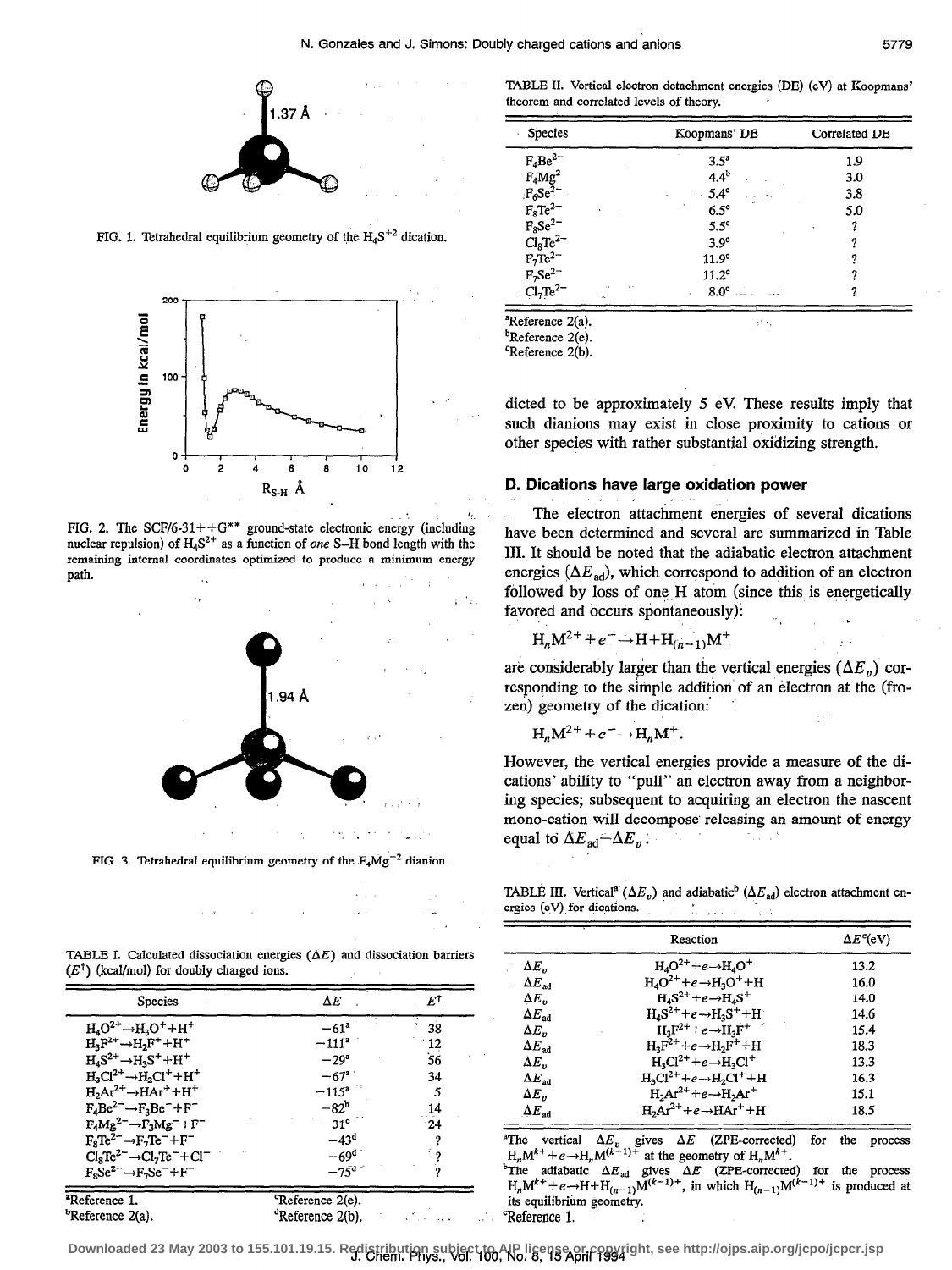FIG. 1. Tetrahedral equilibrium geometry of the $H_4S^{+2}$ dication.

FIG. 2. The SCF/6-31++G** ground-state electronic energy (including nuclear repulsion) of $H_4S^{2+}$ as a function of *one* S–H bond length with the remaining internal coordinates optimized to produce a minimum energy path.

FIG. 3. Tetrahedral equilibrium geometry of the $F_4Mg^{-2}$ dianion.

TABLE I. Calculated dissociation energies ($\Delta E$) and dissociation barriers ($E^\dagger$) (kcal/mol) for doubly charged ions.

| Species | $\Delta E$ | $E^\dagger$ |
|---|---|---|
| $H_4O^{2+} \rightarrow H_3O^+ + H^+$ | $-61$[a] | 38 |
| $H_3F^{2+} \rightarrow H_2F^+ + H^+$ | $-111$[a] | 12 |
| $H_4S^{2+} \rightarrow H_3S^+ + H^+$ | $-29$[a] | 56 |
| $H_3Cl^{2+} \rightarrow H_2Cl^+ + H^+$ | $-67$[a] | 34 |
| $H_2Ar^{2+} \rightarrow HAr^+ + H^+$ | $-115$[a] | 5 |
| $F_4Be^{2-} \rightarrow F_3Be^- + F^-$ | $-82$[b] | 14 |
| $F_4Mg^{2-} \rightarrow F_3Mg^- + F^-$ | 31[c] | 24 |
| $F_8Te^{2-} \rightarrow F_7Te^- + F^-$ | $-43$[d] | ? |
| $Cl_8Te^{2-} \rightarrow Cl_7Te^- + Cl^-$ | $-69$[d] | ? |
| $F_8Se^{2-} \rightarrow F_7Se^- + F^-$ | $-75$[d] | ? |

[a]Reference 1.
[b]Reference 2(a).
[c]Reference 2(e).
[d]Reference 2(b).

TABLE II. Vertical electron detachment energies (DE) (eV) at Koopmans' theorem and correlated levels of theory.

| Species | Koopmans' DE | Correlated DE |
|---|---|---|
| $F_4Be^{2-}$ | 3.5[a] | 1.9 |
| $F_4Mg^{2-}$ | 4.4[b] | 3.0 |
| $F_6Se^{2-}$ | 5.4[c] | 3.8 |
| $F_8Te^{2-}$ | 6.5[c] | 5.0 |
| $F_8Se^{2-}$ | 5.5[c] | ? |
| $Cl_8Te^{2-}$ | 3.9[c] | ? |
| $F_7Te^{2-}$ | 11.9[c] | ? |
| $F_7Se^{2-}$ | 11.2[c] | ? |
| $Cl_7Te^{2-}$ | 8.0[c] | ? |

[a]Reference 2(a).
[b]Reference 2(e).
[c]Reference 2(b).

dicted to be approximately 5 eV. These results imply that such dianions may exist in close proximity to cations or other species with rather substantial oxidizing strength.

## D. Dications have large oxidation power

The electron attachment energies of several dications have been determined and several are summarized in Table III. It should be noted that the adiabatic electron attachment energies ($\Delta E_{ad}$), which correspond to addition of an electron followed by loss of one H atom (since this is energetically favored and occurs spontaneously):

$$H_nM^{2+} + e^- \rightarrow H + H_{(n-1)}M^+$$

are considerably larger than the vertical energies ($\Delta E_v$) corresponding to the simple addition of an electron at the (frozen) geometry of the dication:

$$H_nM^{2+} + e^- \rightarrow H_nM^+.$$

However, the vertical energies provide a measure of the dications' ability to "pull" an electron away from a neighboring species; subsequent to acquiring an electron the nascent mono-cation will decompose releasing an amount of energy equal to $\Delta E_{ad} - \Delta E_v$.

TABLE III. Vertical[a] ($\Delta E_v$) and adiabatic[b] ($\Delta E_{ad}$) electron attachment energies (eV) for dications.

| | Reaction | $\Delta E^c$(eV) |
|---|---|---|
| $\Delta E_v$ | $H_4O^{2+} + e \rightarrow H_4O^+$ | 13.2 |
| $\Delta E_{ad}$ | $H_4O^{2+} + e \rightarrow H_3O^+ + H$ | 16.0 |
| $\Delta E_v$ | $H_4S^{2+} + e \rightarrow H_4S^+$ | 14.0 |
| $\Delta E_{ad}$ | $H_4S^{2+} + e \rightarrow H_3S^+ + H$ | 14.6 |
| $\Delta E_v$ | $H_3F^{2+} + e \rightarrow H_3F^+$ | 15.4 |
| $\Delta E_{ad}$ | $H_3F^{2+} + e \rightarrow H_2F^+ + H$ | 18.3 |
| $\Delta E_v$ | $H_3Cl^{2+} + e \rightarrow H_3Cl^+$ | 13.3 |
| $\Delta E_{ad}$ | $H_3Cl^{2+} + e \rightarrow H_2Cl^+ + H$ | 16.3 |
| $\Delta E_v$ | $H_2Ar^{2+} + e \rightarrow H_2Ar^+$ | 15.1 |
| $\Delta E_{ad}$ | $H_2Ar^{2+} + e \rightarrow HAr^+ + H$ | 18.5 |

[a]The vertical $\Delta E_v$ gives $\Delta E$ (ZPE-corrected) for the process $H_nM^{k+} + e \rightarrow H_nM^{(k-1)+}$ at the geometry of $H_nM^{k+}$.
[b]The adiabatic $\Delta E_{ad}$ gives $\Delta E$ (ZPE-corrected) for the process $H_nM^{k+} + e \rightarrow H + H_{(n-1)}M^{(k-1)+}$, in which $H_{(n-1)}M^{(k-1)+}$ is produced at its equilibrium geometry.
[c]Reference 1.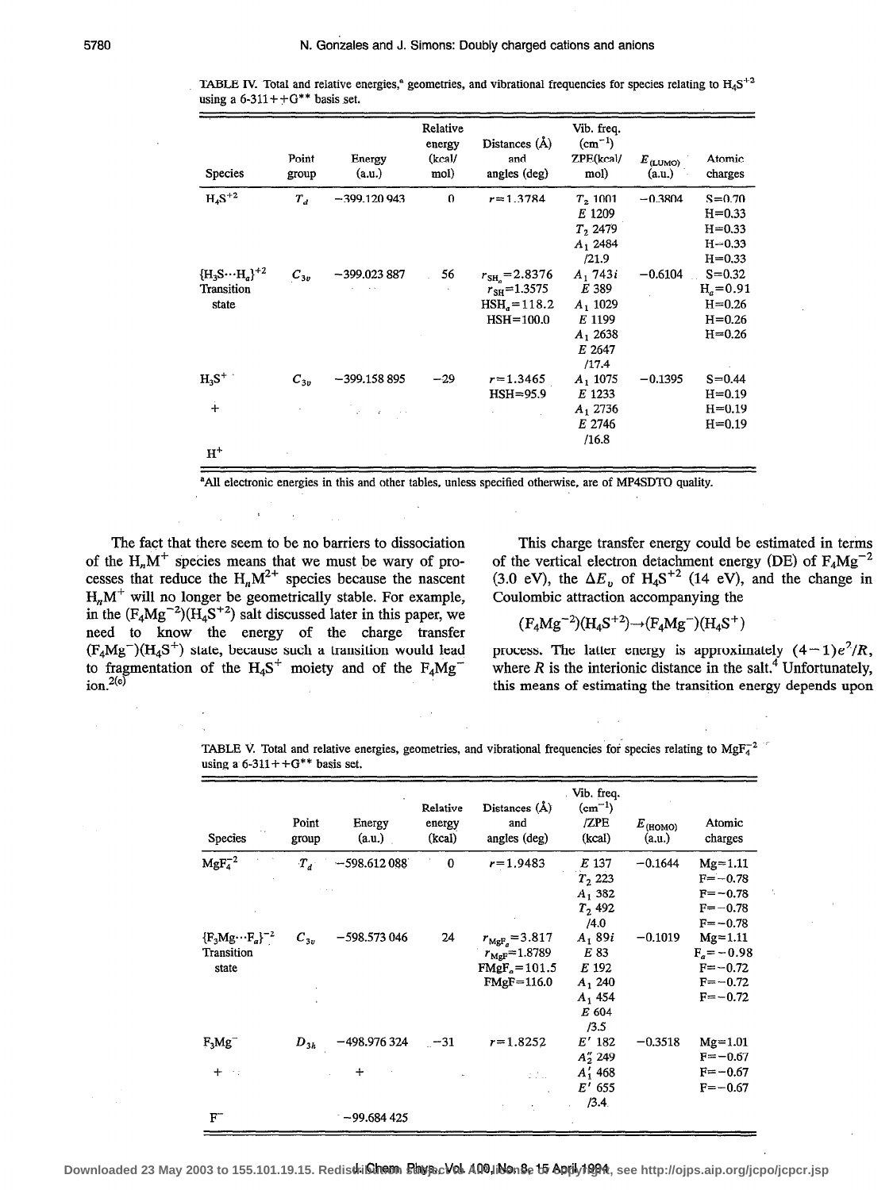TABLE IV. Total and relative energies,[a] geometries, and vibrational frequencies for species relating to $H_4S^{+2}$ using a 6-311++G** basis set.

| Species | Point group | Energy (a.u.) | Relative energy (kcal/mol) | Distances (Å) and angles (deg) | Vib. freq. ($cm^{-1}$) ZPE(kcal/mol) | $E_{(LUMO)}$ (a.u.) | Atomic charges |
|---|---|---|---|---|---|---|---|
| $H_4S^{+2}$ | $T_d$ | −399.120 943 | 0 | $r$=1.3784 | $T_2$ 1001<br>$E$ 1209<br>$T_2$ 2479<br>$A_1$ 2484<br>/21.9 | −0.3804 | S=0.70<br>H=0.33<br>H=0.33<br>H=0.33<br>H=0.33 |
| $\{H_3S\cdots H_a\}^{+2}$ Transition state | $C_{3v}$ | −399.023 887 | 56 | $r_{SH_a}$=2.8376<br>$r_{SH}$=1.3575<br>$HSH_a$=118.2<br>HSH=100.0 | $A_1$ 743$i$<br>$E$ 389<br>$A_1$ 1029<br>$E$ 1199<br>$A_1$ 2638<br>$E$ 2647<br>/17.4 | −0.6104 | S=0.32<br>$H_a$=0.91<br>H=0.26<br>H=0.26<br>H=0.26 |
| $H_3S^+$ + $H^+$ | $C_{3v}$ | −399.158 895 | −29 | $r$=1.3465<br>HSH=95.9 | $A_1$ 1075<br>$E$ 1233<br>$A_1$ 2736<br>$E$ 2746<br>/16.8 | −0.1395 | S=0.44<br>H=0.19<br>H=0.19<br>H=0.19 |

[a]All electronic energies in this and other tables, unless specified otherwise, are of MP4SDTQ quality.

The fact that there seem to be no barriers to dissociation of the $H_nM^+$ species means that we must be wary of processes that reduce the $H_nM^{2+}$ species because the nascent $H_nM^+$ will no longer be geometrically stable. For example, in the $(F_4Mg^{-2})(H_4S^{+2})$ salt discussed later in this paper, we need to know the energy of the charge transfer $(F_4Mg^-)(H_4S^+)$ state, because such a transition would lead to fragmentation of the $H_4S^+$ moiety and of the $F_4Mg^-$ ion.[2(e)]

This charge transfer energy could be estimated in terms of the vertical electron detachment energy (DE) of $F_4Mg^{-2}$ (3.0 eV), the $\Delta E_v$ of $H_4S^{+2}$ (14 eV), and the change in Coulombic attraction accompanying the

$$(F_4Mg^{-2})(H_4S^{+2})\rightarrow(F_4Mg^-)(H_4S^+)$$

process. The latter energy is approximately $(4-1)e^2/R$, where $R$ is the interionic distance in the salt.[4] Unfortunately, this means of estimating the transition energy depends upon

TABLE V. Total and relative energies, geometries, and vibrational frequencies for species relating to $MgF_4^{-2}$ using a 6-311++G** basis set.

| Species | Point group | Energy (a.u.) | Relative energy (kcal) | Distances (Å) and angles (deg) | Vib. freq. ($cm^{-1}$) /ZPE (kcal) | $E_{(HOMO)}$ (a.u.) | Atomic charges |
|---|---|---|---|---|---|---|---|
| $MgF_4^{-2}$ | $T_d$ | −598.612 088 | 0 | $r$=1.9483 | $E$ 137<br>$T_2$ 223<br>$A_1$ 382<br>$T_2$ 492<br>/4.0 | −0.1644 | Mg=1.11<br>F=−0.78<br>F=−0.78<br>F=−0.78<br>F=−0.78 |
| $\{F_3Mg\cdots F_a\}^{-2}$ Transition state | $C_{3v}$ | −598.573 046 | 24 | $r_{MgF_a}$=3.817<br>$r_{MgF}$=1.8789<br>$FMgF_a$=101.5<br>FMgF=116.0 | $A_1$ 89$i$<br>$E$ 83<br>$E$ 192<br>$A_1$ 240<br>$A_1$ 454<br>$E$ 604<br>/3.5 | −0.1019 | Mg=1.11<br>$F_a$=−0.98<br>F=−0.72<br>F=−0.72<br>F=−0.72 |
| $F_3Mg^-$ + $F^-$ | $D_{3h}$ | −498.976 324 + −99.684 425 | −31 | $r$=1.8252 | $E'$ 182<br>$A_2''$ 249<br>$A_1'$ 468<br>$E'$ 655<br>/3.4 | −0.3518 | Mg=1.01<br>F=−0.67<br>F=−0.67<br>F=−0.67 |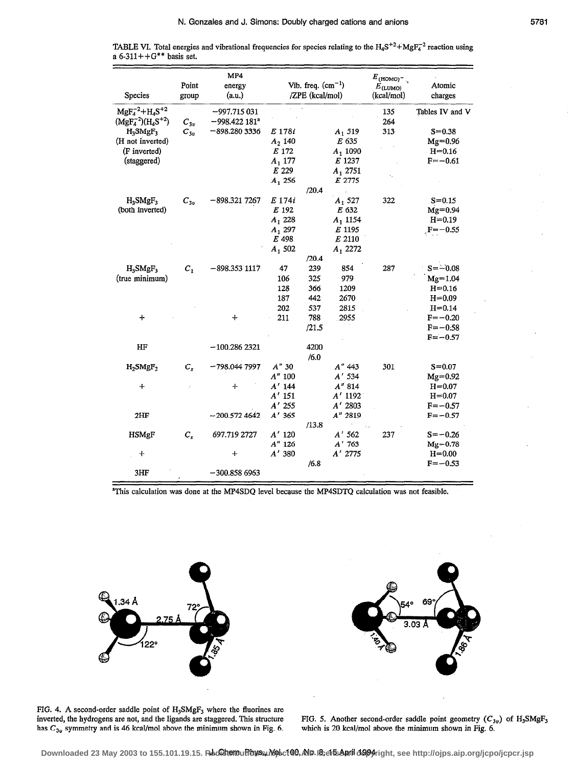TABLE VI. Total energies and vibrational frequencies for species relating to the $H_4S^{+2}+MgF_4^{-2}$ reaction using a 6-311++G** basis set.

| Species | Point group | MP4 energy (a.u.) | Vib. freq. ($cm^{-1}$) /ZPE (kcal/mol) | | | $E_{(HOMO)}-E_{(LUMO)}$ (kcal/mol) | Atomic charges |
|---|---|---|---|---|---|---|---|
| $MgF_4^{-2}+H_4S^{+2}$ | | −997.715 031 | | | | 135 | Tables IV and V |
| $(MgF_4^{-2})(H_4S^{+2})$ | $C_{3v}$ | −998.422 181[a] | | | | 264 | |
| $H_3SMgF_3$ | $C_{3v}$ | −898.280 3336 | $E$ 178$i$ | | $A_1$ 519 | 313 | S=0.38 |
| (H not inverted) | | | $A_2$ 140 | | $E$ 635 | | Mg=0.96 |
| (F inverted) | | | $E$ 172 | | $A_1$ 1090 | | H=0.16 |
| (staggered) | | | $A_1$ 177 | | $E$ 1237 | | F=−0.61 |
| | | | $E$ 229 | | $A_1$ 2751 | | |
| | | | $A_1$ 256 | | $E$ 2775 | | |
| | | | | /20.4 | | | |
| $H_3SMgF_3$ | $C_{3v}$ | −898.321 7267 | $E$ 174$i$ | | $A_1$ 527 | 322 | S=0.15 |
| (both inverted) | | | $E$ 192 | | $E$ 632 | | Mg=0.94 |
| | | | $A_1$ 228 | | $A_1$ 1154 | | H=0.19 |
| | | | $A_1$ 297 | | $E$ 1195 | | F=−0.55 |
| | | | $E$ 498 | | $E$ 2110 | | |
| | | | $A_1$ 502 | | $A_1$ 2272 | | |
| | | | | /20.4 | | | |
| $H_3SMgF_3$ | $C_1$ | −898.353 1117 | 47 | 239 | 854 | 287 | S=−0.08 |
| (true minimum) | | | 106 | 325 | 979 | | Mg=1.04 |
| | | | 128 | 366 | 1209 | | H=0.16 |
| | | | 187 | 442 | 2670 | | H=0.09 |
| | | | 202 | 537 | 2815 | | H=0.14 |
| + | | + | 211 | 788 | 2955 | | F=−0.20 |
| | | | | /21.5 | | | F=−0.58 |
| | | | | | | | F=−0.57 |
| HF | | −100.286 2321 | | 4200 | | | |
| | | | | /6.0 | | | |
| $H_2SMgF_2$ | $C_s$ | −798.044 7997 | $A''$ 30 | | $A''$ 443 | 301 | S=0.07 |
| | | | $A''$ 100 | | $A'$ 534 | | Mg=0.92 |
| + | | + | $A'$ 144 | | $A''$ 814 | | H=0.07 |
| | | | $A'$ 151 | | $A'$ 1192 | | H=0.07 |
| | | | $A'$ 255 | | $A'$ 2803 | | F=−0.57 |
| 2HF | | −200.572 4642 | $A'$ 365 | | $A''$ 2819 | | F=−0.57 |
| | | | | /13.8 | | | |
| HSMgF | $C_s$ | 697.719 2727 | $A'$ 120 | | $A'$ 562 | 237 | S=−0.26 |
| | | | $A''$ 126 | | $A'$ 763 | | Mg=0.78 |
| + | | + | $A'$ 380 | | $A'$ 2775 | | H=0.00 |
| | | | | /6.8 | | | F=−0.53 |
| 3HF | | −300.858 6963 | | | | | |

[a]This calculation was done at the MP4SDQ level because the MP4SDTQ calculation was not feasible.

FIG. 4. A second-order saddle point of $H_3SMgF_3$ where the fluorines are inverted, the hydrogens are not, and the ligands are staggered. This structure has $C_{3v}$ symmetry and is 46 kcal/mol above the minimum shown in Fig. 6.

FIG. 5. Another second-order saddle point geometry ($C_{3v}$) of $H_3SMgF_3$ which is 20 kcal/mol above the minimum shown in Fig. 6.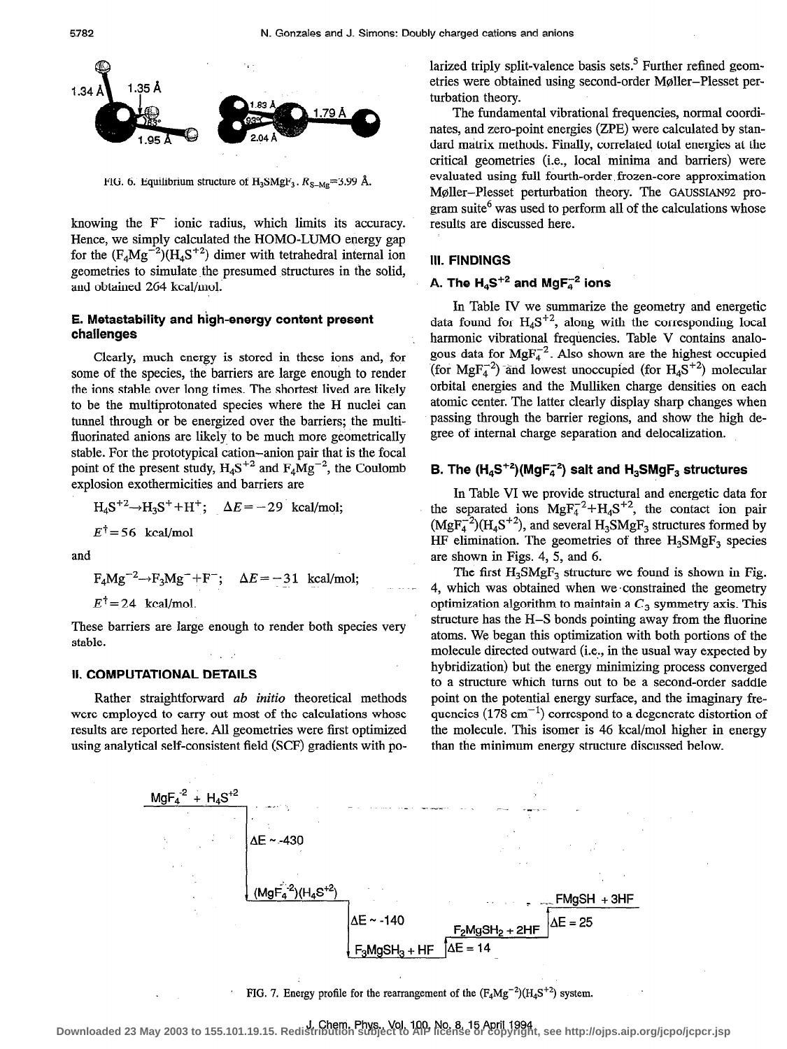FIG. 6. Equilibrium structure of $H_3SMgF_3$. $R_{S-Mg}$=3.99 Å.

knowing the $F^-$ ionic radius, which limits its accuracy. Hence, we simply calculated the HOMO-LUMO energy gap for the $(F_4Mg^{-2})(H_4S^{+2})$ dimer with tetrahedral internal ion geometries to simulate the presumed structures in the solid, and obtained 264 kcal/mol.

### E. Metastability and high-energy content present challenges

Clearly, much energy is stored in these ions and, for some of the species, the barriers are large enough to render the ions stable over long times. The shortest lived are likely to be the multiprotonated species where the H nuclei can tunnel through or be energized over the barriers; the multifluorinated anions are likely to be much more geometrically stable. For the prototypical cation–anion pair that is the focal point of the present study, $H_4S^{+2}$ and $F_4Mg^{-2}$, the Coulomb explosion exothermicities and barriers are

$$H_4S^{+2} \rightarrow H_3S^+ + H^+; \quad \Delta E = -29 \text{ kcal/mol};$$

$$E^\dagger = 56 \text{ kcal/mol}$$

and

$$F_4Mg^{-2} \rightarrow F_3Mg^- + F^-; \quad \Delta E = -31 \text{ kcal/mol};$$

$$E^\dagger = 24 \text{ kcal/mol}.$$

These barriers are large enough to render both species very stable.

## II. COMPUTATIONAL DETAILS

Rather straightforward *ab initio* theoretical methods were employed to carry out most of the calculations whose results are reported here. All geometries were first optimized using analytical self-consistent field (SCF) gradients with polarized triply split-valence basis sets.[5] Further refined geometries were obtained using second-order Møller–Plesset perturbation theory.

The fundamental vibrational frequencies, normal coordinates, and zero-point energies (ZPE) were calculated by standard matrix methods. Finally, correlated total energies at the critical geometries (i.e., local minima and barriers) were evaluated using full fourth-order frozen-core approximation Møller–Plesset perturbation theory. The GAUSSIAN92 program suite[6] was used to perform all of the calculations whose results are discussed here.

## III. FINDINGS

### A. The $H_4S^{+2}$ and $MgF_4^{-2}$ ions

In Table IV we summarize the geometry and energetic data found for $H_4S^{+2}$, along with the corresponding local harmonic vibrational frequencies. Table V contains analogous data for $MgF_4^{-2}$. Also shown are the highest occupied (for $MgF_4^{-2}$) and lowest unoccupied (for $H_4S^{+2}$) molecular orbital energies and the Mulliken charge densities on each atomic center. The latter clearly display sharp changes when passing through the barrier regions, and show the high degree of internal charge separation and delocalization.

### B. The $(H_4S^{+2})(MgF_4^{-2})$ salt and $H_3SMgF_3$ structures

In Table VI we provide structural and energetic data for the separated ions $MgF_4^{-2}+H_4S^{+2}$, the contact ion pair $(MgF_4^{-2})(H_4S^{+2})$, and several $H_3SMgF_3$ structures formed by HF elimination. The geometries of three $H_3SMgF_3$ species are shown in Figs. 4, 5, and 6.

The first $H_3SMgF_3$ structure we found is shown in Fig. 4, which was obtained when we constrained the geometry optimization algorithm to maintain a $C_3$ symmetry axis. This structure has the H–S bonds pointing away from the fluorine atoms. We began this optimization with both portions of the molecule directed outward (i.e., in the usual way expected by hybridization) but the energy minimizing process converged to a structure which turns out to be a second-order saddle point on the potential energy surface, and the imaginary frequencies (178 cm$^{-1}$) correspond to a degenerate distortion of the molecule. This isomer is 46 kcal/mol higher in energy than the minimum energy structure discussed below.

FIG. 7. Energy profile for the rearrangement of the $(F_4Mg^{-2})(H_4S^{+2})$ system.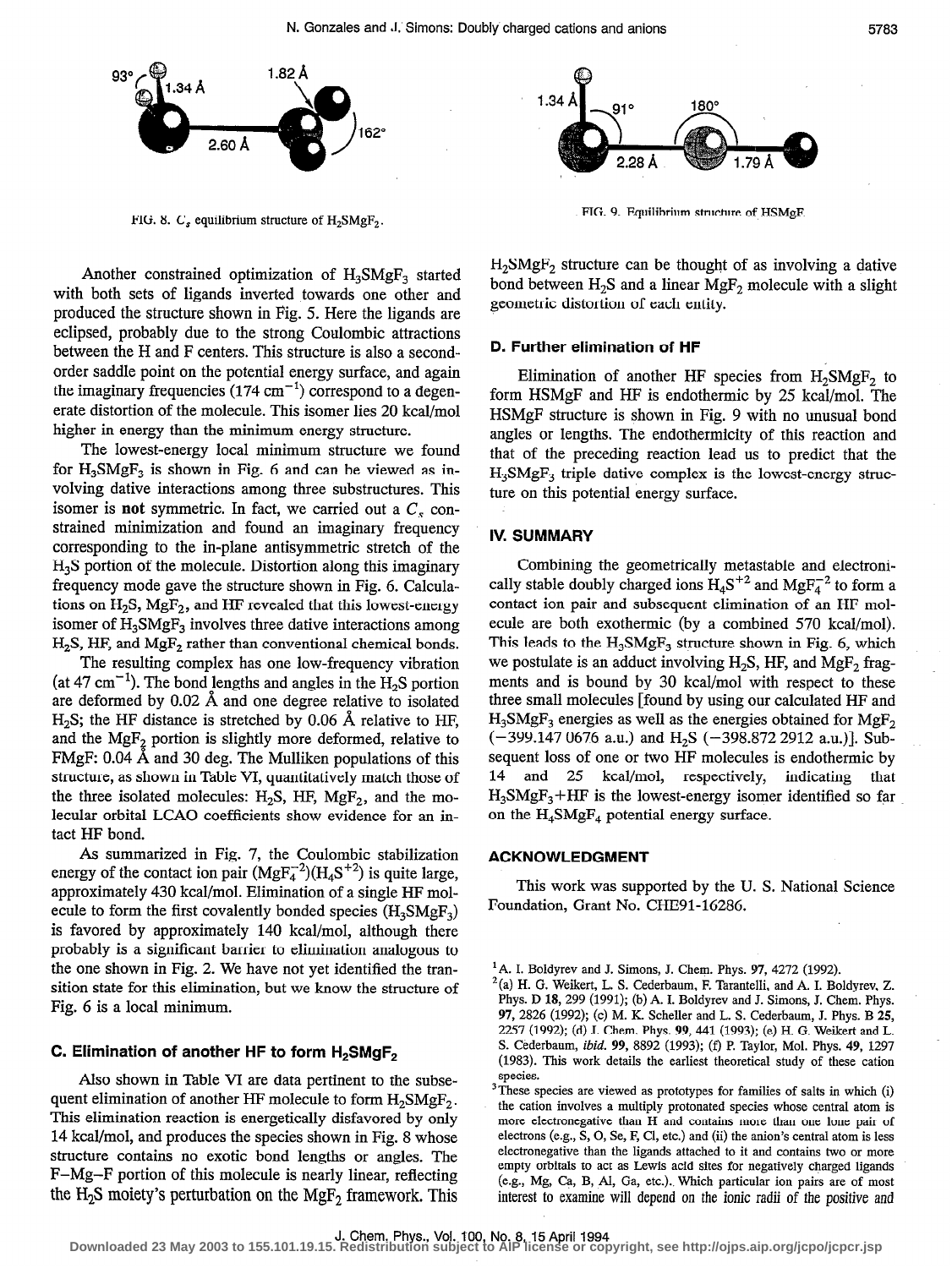FIG. 8. $C_s$ equilibrium structure of $H_2SMgF_2$.

FIG. 9. Equilibrium structure of HSMgF.

Another constrained optimization of $H_3SMgF_3$ started with both sets of ligands inverted towards one other and produced the structure shown in Fig. 5. Here the ligands are eclipsed, probably due to the strong Coulombic attractions between the H and F centers. This structure is also a second-order saddle point on the potential energy surface, and again the imaginary frequencies (174 $cm^{-1}$) correspond to a degenerate distortion of the molecule. This isomer lies 20 kcal/mol higher in energy than the minimum energy structure.

The lowest-energy local minimum structure we found for $H_3SMgF_3$ is shown in Fig. 6 and can be viewed as involving dative interactions among three substructures. This isomer is **not** symmetric. In fact, we carried out a $C_s$ constrained minimization and found an imaginary frequency corresponding to the in-plane antisymmetric stretch of the $H_3S$ portion of the molecule. Distortion along this imaginary frequency mode gave the structure shown in Fig. 6. Calculations on $H_2S$, $MgF_2$, and HF revealed that this lowest-energy isomer of $H_3SMgF_3$ involves three dative interactions among $H_2S$, HF, and $MgF_2$ rather than conventional chemical bonds.

The resulting complex has one low-frequency vibration (at 47 $cm^{-1}$). The bond lengths and angles in the $H_2S$ portion are deformed by 0.02 Å and one degree relative to isolated $H_2S$; the HF distance is stretched by 0.06 Å relative to HF, and the $MgF_2$ portion is slightly more deformed, relative to FMgF: 0.04 Å and 30 deg. The Mulliken populations of this structure, as shown in Table VI, quantitatively match those of the three isolated molecules: $H_2S$, HF, $MgF_2$, and the molecular orbital LCAO coefficients show evidence for an intact HF bond.

As summarized in Fig. 7, the Coulombic stabilization energy of the contact ion pair $(MgF_4^{-2})(H_4S^{+2})$ is quite large, approximately 430 kcal/mol. Elimination of a single HF molecule to form the first covalently bonded species ($H_3SMgF_3$) is favored by approximately 140 kcal/mol, although there probably is a significant barrier to elimination analogous to the one shown in Fig. 2. We have not yet identified the transition state for this elimination, but we know the structure of Fig. 6 is a local minimum.

### C. Elimination of another HF to form $H_2SMgF_2$

Also shown in Table VI are data pertinent to the subsequent elimination of another HF molecule to form $H_2SMgF_2$. This elimination reaction is energetically disfavored by only 14 kcal/mol, and produces the species shown in Fig. 8 whose structure contains no exotic bond lengths or angles. The F–Mg–F portion of this molecule is nearly linear, reflecting the $H_2S$ moiety's perturbation on the $MgF_2$ framework. This $H_2SMgF_2$ structure can be thought of as involving a dative bond between $H_2S$ and a linear $MgF_2$ molecule with a slight geometric distortion of each entity.

### D. Further elimination of HF

Elimination of another HF species from $H_2SMgF_2$ to form HSMgF and HF is endothermic by 25 kcal/mol. The HSMgF structure is shown in Fig. 9 with no unusual bond angles or lengths. The endothermicity of this reaction and that of the preceding reaction lead us to predict that the $H_3SMgF_3$ triple dative complex is the lowest-energy structure on this potential energy surface.

## IV. SUMMARY

Combining the geometrically metastable and electronically stable doubly charged ions $H_4S^{+2}$ and $MgF_4^{-2}$ to form a contact ion pair and subsequent elimination of an HF molecule are both exothermic (by a combined 570 kcal/mol). This leads to the $H_3SMgF_3$ structure shown in Fig. 6, which we postulate is an adduct involving $H_2S$, HF, and $MgF_2$ fragments and is bound by 30 kcal/mol with respect to these three small molecules [found by using our calculated HF and $H_3SMgF_3$ energies as well as the energies obtained for $MgF_2$ (−399.147 0676 a.u.) and $H_2S$ (−398.872 2912 a.u.)]. Subsequent loss of one or two HF molecules is endothermic by 14 and 25 kcal/mol, respectively, indicating that $H_3SMgF_3$+HF is the lowest-energy isomer identified so far on the $H_4SMgF_4$ potential energy surface.

## ACKNOWLEDGMENT

This work was supported by the U. S. National Science Foundation, Grant No. CHE91-16286.

[1] A. I. Boldyrev and J. Simons, J. Chem. Phys. 97, 4272 (1992).

[2] (a) H. G. Weikert, L. S. Cederbaum, F. Tarantelli, and A. I. Boldyrev, Z. Phys. D 18, 299 (1991); (b) A. I. Boldyrev and J. Simons, J. Chem. Phys. 97, 2826 (1992); (c) M. K. Scheller and L. S. Cederbaum, J. Phys. B 25, 2257 (1992); (d) J. Chem. Phys. 99, 441 (1993); (e) H. G. Weikert and L. S. Cederbaum, *ibid.* 99, 8892 (1993); (f) P. Taylor, Mol. Phys. 49, 1297 (1983). This work details the earliest theoretical study of these cation species.

[3] These species are viewed as prototypes for families of salts in which (i) the cation involves a multiply protonated species whose central atom is more electronegative than H and contains more than one lone pair of electrons (e.g., S, O, Se, F, Cl, etc.) and (ii) the anion's central atom is less electronegative than the ligands attached to it and contains two or more empty orbitals to act as Lewis acid sites for negatively charged ligands (e.g., Mg, Ca, B, Al, Ga, etc.). Which particular ion pairs are of most interest to examine will depend on the ionic radii of the positive and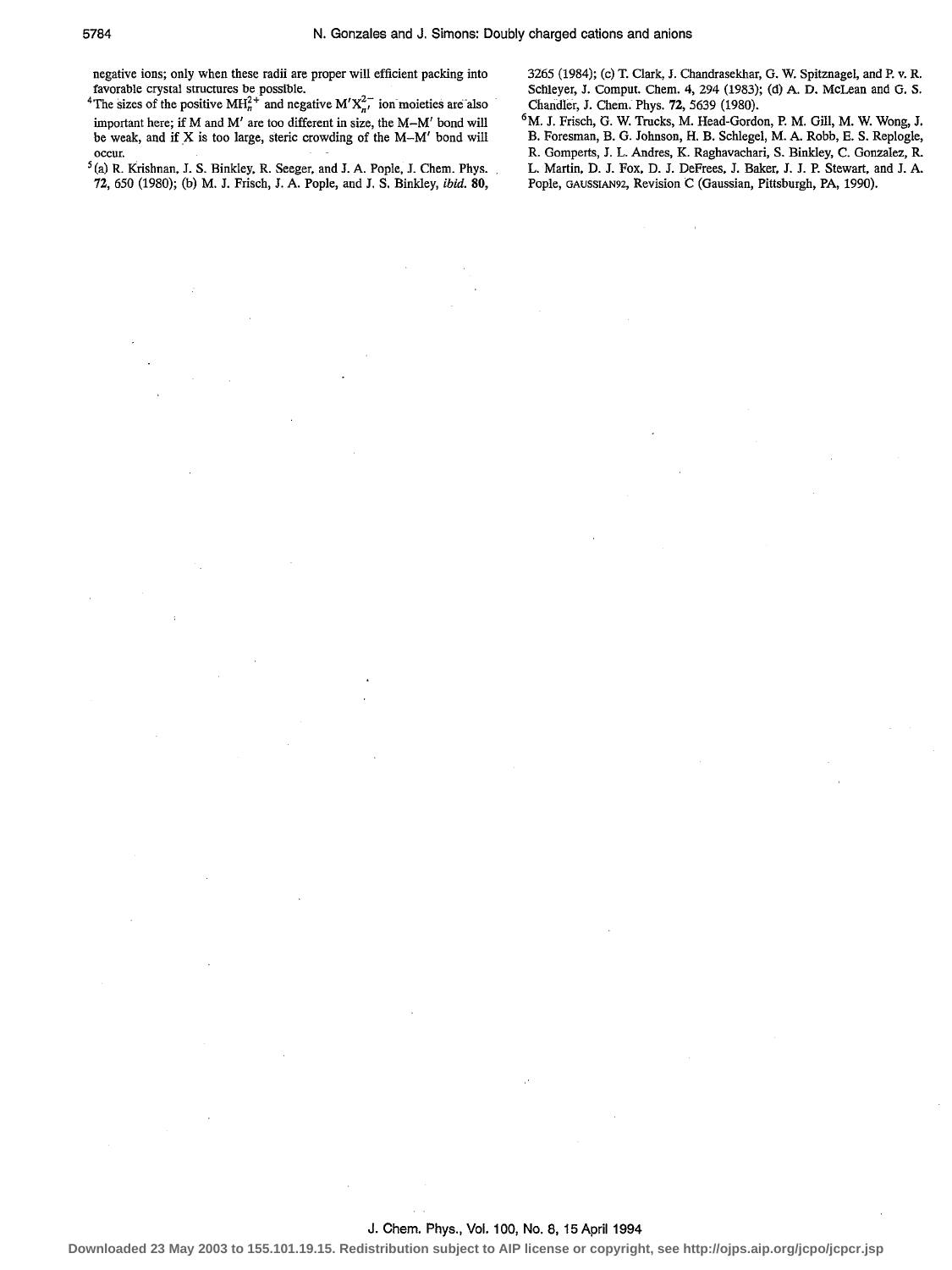negative ions; only when these radii are proper will efficient packing into favorable crystal structures be possible.

[4]The sizes of the positive $MH_n^{2+}$ and negative $M'X_{n'}^{2-}$ ion moieties are also important here; if M and M′ are too different in size, the M–M′ bond will be weak, and if X is too large, steric crowding of the M–M′ bond will occur.

[5](a) R. Krishnan, J. S. Binkley, R. Seeger, and J. A. Pople, J. Chem. Phys. **72**, 650 (1980); (b) M. J. Frisch, J. A. Pople, and J. S. Binkley, *ibid.* **80**, 3265 (1984); (c) T. Clark, J. Chandrasekhar, G. W. Spitznagel, and P. v. R. Schleyer, J. Comput. Chem. **4**, 294 (1983); (d) A. D. McLean and G. S. Chandler, J. Chem. Phys. **72**, 5639 (1980).

[6]M. J. Frisch, G. W. Trucks, M. Head-Gordon, P. M. Gill, M. W. Wong, J. B. Foresman, B. G. Johnson, H. B. Schlegel, M. A. Robb, E. S. Replogle, R. Gomperts, J. L. Andres, K. Raghavachari, S. Binkley, C. Gonzalez, R. L. Martin, D. J. Fox, D. J. DeFrees, J. Baker, J. J. P. Stewart, and J. A. Pople, GAUSSIAN92, Revision C (Gaussian, Pittsburgh, PA, 1990).